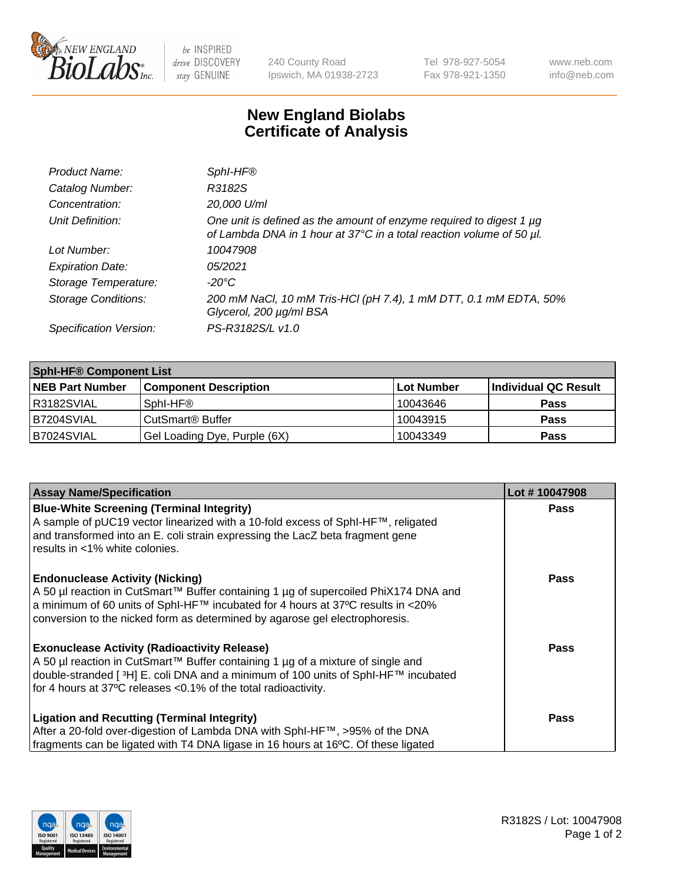# New England Biolabs Certificate of Analysis

| | |
|---|---|
| *Product Name:* | *SphI-HF®* |
| *Catalog Number:* | *R3182S* |
| *Concentration:* | *20,000 U/ml* |
| *Unit Definition:* | *One unit is defined as the amount of enzyme required to digest 1 µg of Lambda DNA in 1 hour at 37°C in a total reaction volume of 50 µl.* |
| *Lot Number:* | *10047908* |
| *Expiration Date:* | *05/2021* |
| *Storage Temperature:* | *-20°C* |
| *Storage Conditions:* | *200 mM NaCl, 10 mM Tris-HCl (pH 7.4), 1 mM DTT, 0.1 mM EDTA, 50% Glycerol, 200 µg/ml BSA* |
| *Specification Version:* | *PS-R3182S/L v1.0* |

| SphI-HF® Component List | | | |
|---|---|---|---|
| **NEB Part Number** | **Component Description** | **Lot Number** | **Individual QC Result** |
| R3182SVIAL | SphI-HF® | 10043646 | **Pass** |
| B7204SVIAL | CutSmart® Buffer | 10043915 | **Pass** |
| B7024SVIAL | Gel Loading Dye, Purple (6X) | 10043349 | **Pass** |

| Assay Name/Specification | Lot # 10047908 |
|---|---|
| **Blue-White Screening (Terminal Integrity)** A sample of pUC19 vector linearized with a 10-fold excess of SphI-HF™, religated and transformed into an E. coli strain expressing the LacZ beta fragment gene results in <1% white colonies. | **Pass** |
| **Endonuclease Activity (Nicking)** A 50 µl reaction in CutSmart™ Buffer containing 1 µg of supercoiled PhiX174 DNA and a minimum of 60 units of SphI-HF™ incubated for 4 hours at 37ºC results in <20% conversion to the nicked form as determined by agarose gel electrophoresis. | **Pass** |
| **Exonuclease Activity (Radioactivity Release)** A 50 µl reaction in CutSmart™ Buffer containing 1 µg of a mixture of single and double-stranded [ $^3$H] E. coli DNA and a minimum of 100 units of SphI-HF™ incubated for 4 hours at 37ºC releases <0.1% of the total radioactivity. | **Pass** |
| **Ligation and Recutting (Terminal Integrity)** After a 20-fold over-digestion of Lambda DNA with SphI-HF™, >95% of the DNA fragments can be ligated with T4 DNA ligase in 16 hours at 16ºC. Of these ligated | **Pass** |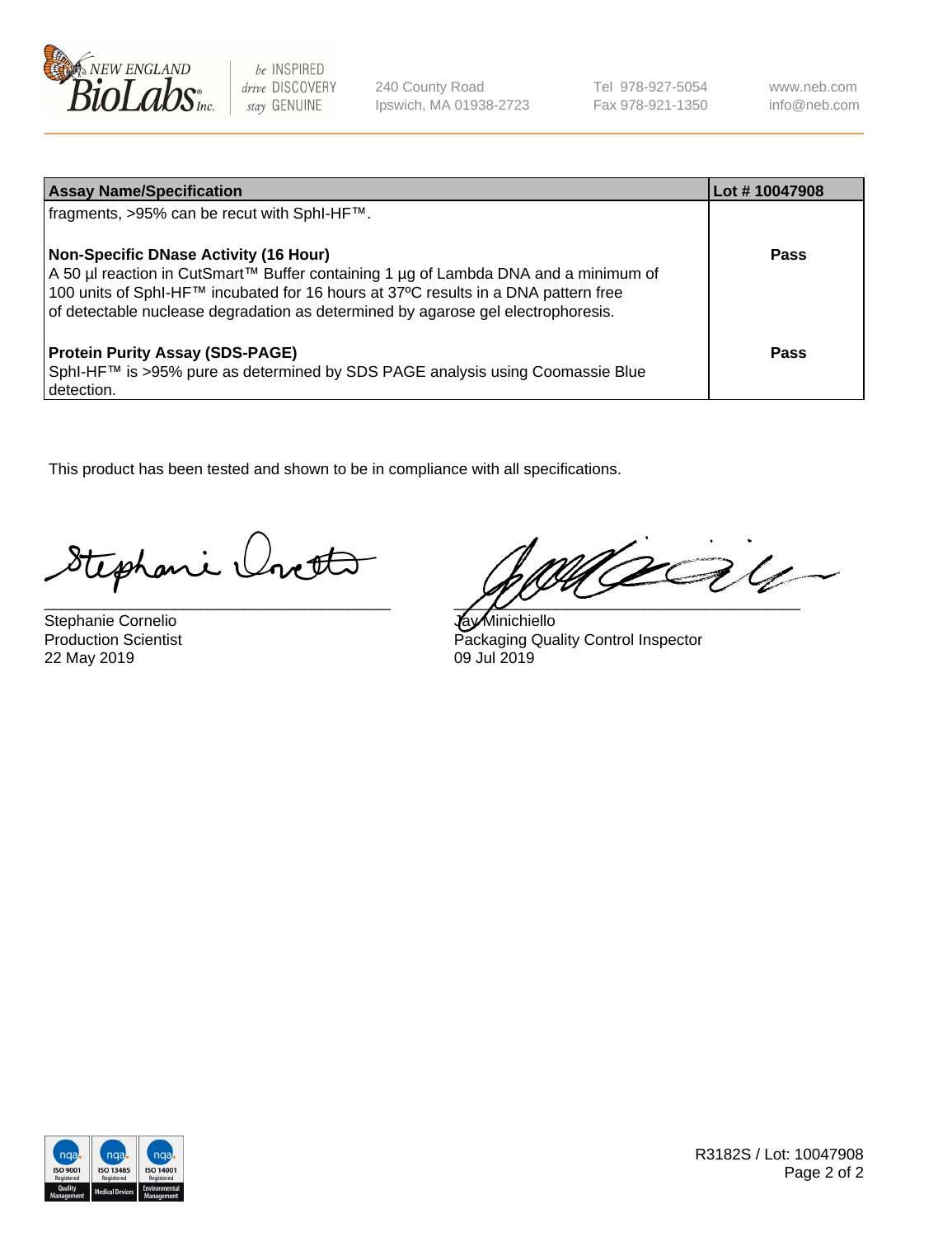| Assay Name/Specification | Lot # 10047908 |
| --- | --- |
| fragments, >95% can be recut with SphI-HF™. | |
| **Non-Specific DNase Activity (16 Hour)**<br>A 50 µl reaction in CutSmart™ Buffer containing 1 µg of Lambda DNA and a minimum of 100 units of SphI-HF™ incubated for 16 hours at 37ºC results in a DNA pattern free of detectable nuclease degradation as determined by agarose gel electrophoresis. | **Pass** |
| **Protein Purity Assay (SDS-PAGE)**<br>SphI-HF™ is >95% pure as determined by SDS PAGE analysis using Coomassie Blue detection. | **Pass** |

This product has been tested and shown to be in compliance with all specifications.

Stephanie Cornelio
Production Scientist
22 May 2019

Jay Minichiello
Packaging Quality Control Inspector
09 Jul 2019

R3182S / Lot: 10047908